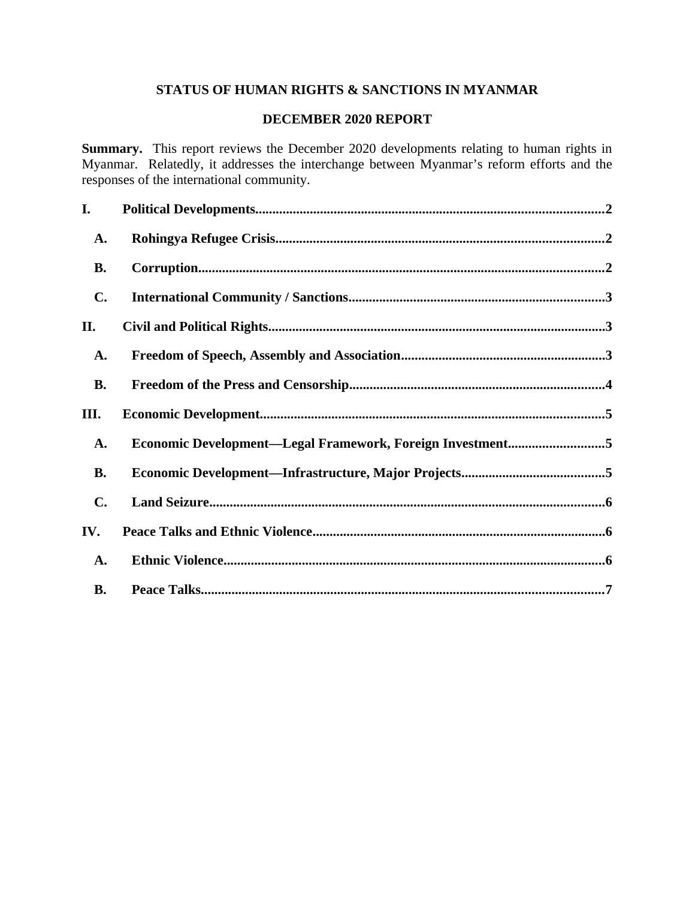**STATUS OF HUMAN RIGHTS & SANCTIONS IN MYANMAR**

**DECEMBER 2020 REPORT**

**Summary.** This report reviews the December 2020 developments relating to human rights in Myanmar. Relatedly, it addresses the interchange between Myanmar's reform efforts and the responses of the international community.

**I. Political Developments....................................................................................................2**

**A. Rohingya Refugee Crisis...............................................................................................2**

**B. Corruption.....................................................................................................................2**

**C. International Community / Sanctions..........................................................................3**

**II. Civil and Political Rights.................................................................................................3**

**A. Freedom of Speech, Assembly and Association...........................................................3**

**B. Freedom of the Press and Censorship..........................................................................4**

**III. Economic Development...................................................................................................5**

**A. Economic Development—Legal Framework, Foreign Investment............................5**

**B. Economic Development—Infrastructure, Major Projects..........................................5**

**C. Land Seizure..................................................................................................................6**

**IV. Peace Talks and Ethnic Violence....................................................................................6**

**A. Ethnic Violence..............................................................................................................6**

**B. Peace Talks....................................................................................................................7**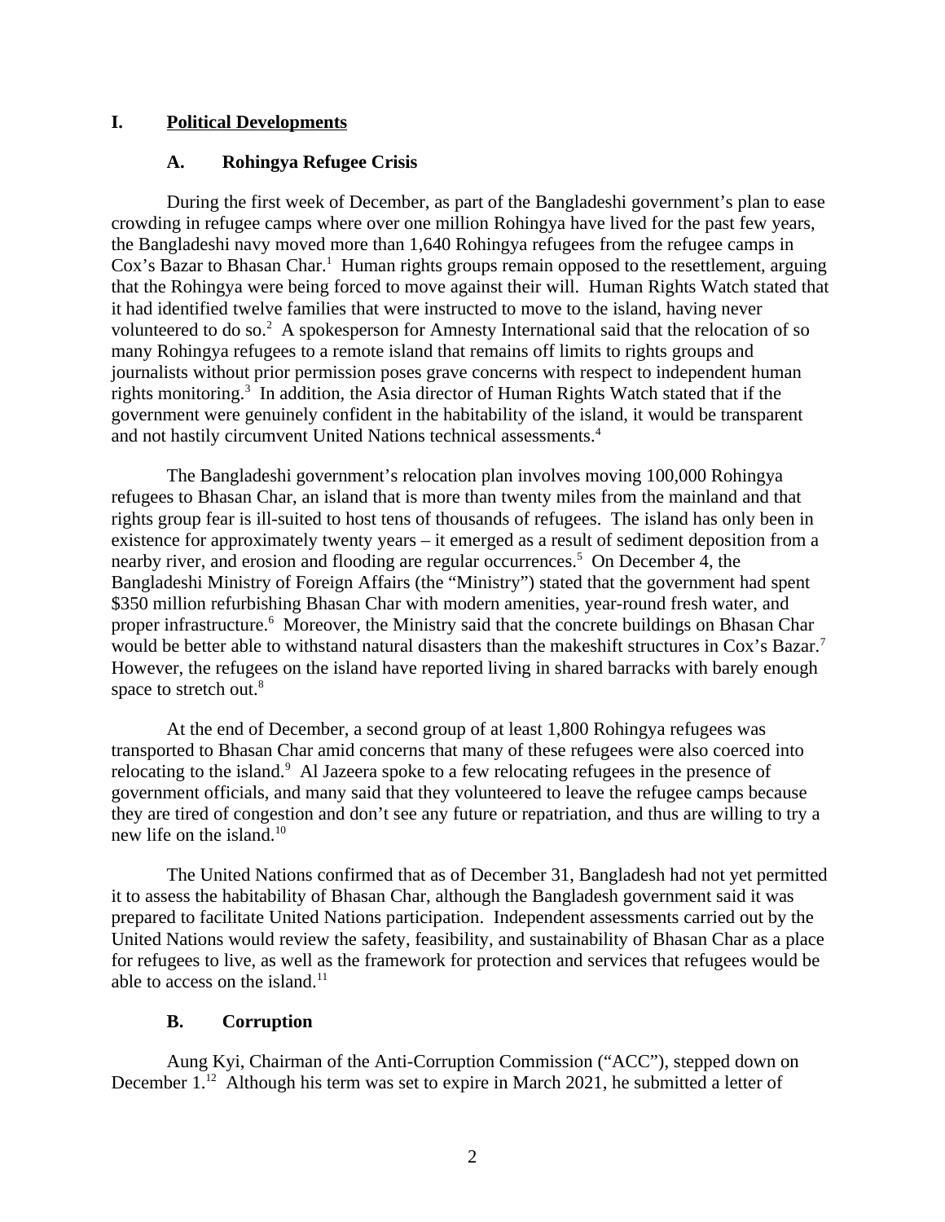# I. Political Developments

## A. Rohingya Refugee Crisis

During the first week of December, as part of the Bangladeshi government's plan to ease crowding in refugee camps where over one million Rohingya have lived for the past few years, the Bangladeshi navy moved more than 1,640 Rohingya refugees from the refugee camps in Cox's Bazar to Bhasan Char.[1] Human rights groups remain opposed to the resettlement, arguing that the Rohingya were being forced to move against their will. Human Rights Watch stated that it had identified twelve families that were instructed to move to the island, having never volunteered to do so.[2] A spokesperson for Amnesty International said that the relocation of so many Rohingya refugees to a remote island that remains off limits to rights groups and journalists without prior permission poses grave concerns with respect to independent human rights monitoring.[3] In addition, the Asia director of Human Rights Watch stated that if the government were genuinely confident in the habitability of the island, it would be transparent and not hastily circumvent United Nations technical assessments.[4]

The Bangladeshi government's relocation plan involves moving 100,000 Rohingya refugees to Bhasan Char, an island that is more than twenty miles from the mainland and that rights group fear is ill-suited to host tens of thousands of refugees. The island has only been in existence for approximately twenty years – it emerged as a result of sediment deposition from a nearby river, and erosion and flooding are regular occurrences.[5] On December 4, the Bangladeshi Ministry of Foreign Affairs (the "Ministry") stated that the government had spent \$350 million refurbishing Bhasan Char with modern amenities, year-round fresh water, and proper infrastructure.[6] Moreover, the Ministry said that the concrete buildings on Bhasan Char would be better able to withstand natural disasters than the makeshift structures in Cox's Bazar.[7] However, the refugees on the island have reported living in shared barracks with barely enough space to stretch out.[8]

At the end of December, a second group of at least 1,800 Rohingya refugees was transported to Bhasan Char amid concerns that many of these refugees were also coerced into relocating to the island.[9] Al Jazeera spoke to a few relocating refugees in the presence of government officials, and many said that they volunteered to leave the refugee camps because they are tired of congestion and don't see any future or repatriation, and thus are willing to try a new life on the island.[10]

The United Nations confirmed that as of December 31, Bangladesh had not yet permitted it to assess the habitability of Bhasan Char, although the Bangladesh government said it was prepared to facilitate United Nations participation. Independent assessments carried out by the United Nations would review the safety, feasibility, and sustainability of Bhasan Char as a place for refugees to live, as well as the framework for protection and services that refugees would be able to access on the island.[11]

## B. Corruption

Aung Kyi, Chairman of the Anti-Corruption Commission ("ACC"), stepped down on December 1.[12] Although his term was set to expire in March 2021, he submitted a letter of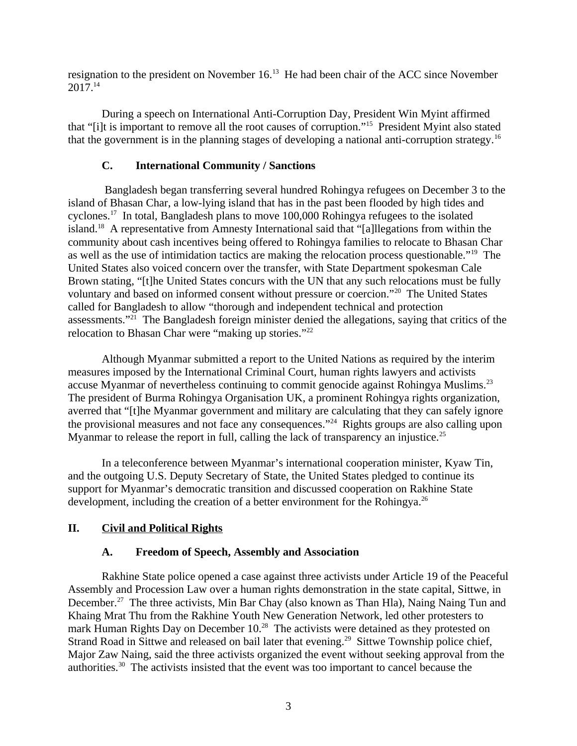resignation to the president on November 16.[13] He had been chair of the ACC since November 2017.[14]

During a speech on International Anti-Corruption Day, President Win Myint affirmed that "[i]t is important to remove all the root causes of corruption."[15] President Myint also stated that the government is in the planning stages of developing a national anti-corruption strategy.[16]

### C. International Community / Sanctions

Bangladesh began transferring several hundred Rohingya refugees on December 3 to the island of Bhasan Char, a low-lying island that has in the past been flooded by high tides and cyclones.[17] In total, Bangladesh plans to move 100,000 Rohingya refugees to the isolated island.[18] A representative from Amnesty International said that "[a]llegations from within the community about cash incentives being offered to Rohingya families to relocate to Bhasan Char as well as the use of intimidation tactics are making the relocation process questionable."[19] The United States also voiced concern over the transfer, with State Department spokesman Cale Brown stating, "[t]he United States concurs with the UN that any such relocations must be fully voluntary and based on informed consent without pressure or coercion."[20] The United States called for Bangladesh to allow "thorough and independent technical and protection assessments."[21] The Bangladesh foreign minister denied the allegations, saying that critics of the relocation to Bhasan Char were "making up stories."[22]

Although Myanmar submitted a report to the United Nations as required by the interim measures imposed by the International Criminal Court, human rights lawyers and activists accuse Myanmar of nevertheless continuing to commit genocide against Rohingya Muslims.[23] The president of Burma Rohingya Organisation UK, a prominent Rohingya rights organization, averred that "[t]he Myanmar government and military are calculating that they can safely ignore the provisional measures and not face any consequences."[24] Rights groups are also calling upon Myanmar to release the report in full, calling the lack of transparency an injustice.[25]

In a teleconference between Myanmar's international cooperation minister, Kyaw Tin, and the outgoing U.S. Deputy Secretary of State, the United States pledged to continue its support for Myanmar's democratic transition and discussed cooperation on Rakhine State development, including the creation of a better environment for the Rohingya.[26]

## II. Civil and Political Rights

### A. Freedom of Speech, Assembly and Association

Rakhine State police opened a case against three activists under Article 19 of the Peaceful Assembly and Procession Law over a human rights demonstration in the state capital, Sittwe, in December.[27] The three activists, Min Bar Chay (also known as Than Hla), Naing Naing Tun and Khaing Mrat Thu from the Rakhine Youth New Generation Network, led other protesters to mark Human Rights Day on December 10.[28] The activists were detained as they protested on Strand Road in Sittwe and released on bail later that evening.[29] Sittwe Township police chief, Major Zaw Naing, said the three activists organized the event without seeking approval from the authorities.[30] The activists insisted that the event was too important to cancel because the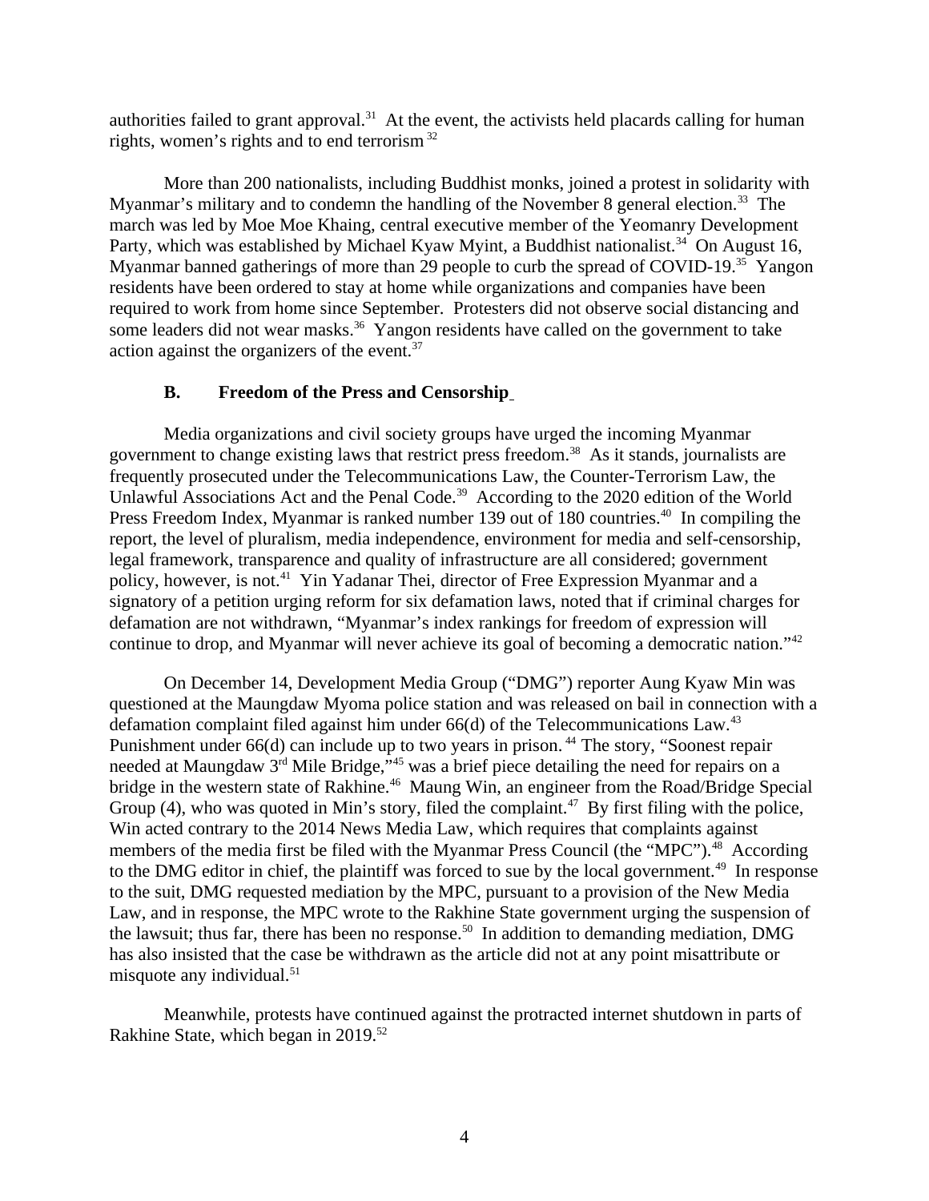authorities failed to grant approval.[31] At the event, the activists held placards calling for human rights, women's rights and to end terrorism [32]

More than 200 nationalists, including Buddhist monks, joined a protest in solidarity with Myanmar's military and to condemn the handling of the November 8 general election.[33] The march was led by Moe Moe Khaing, central executive member of the Yeomanry Development Party, which was established by Michael Kyaw Myint, a Buddhist nationalist.[34] On August 16, Myanmar banned gatherings of more than 29 people to curb the spread of COVID-19.[35] Yangon residents have been ordered to stay at home while organizations and companies have been required to work from home since September. Protesters did not observe social distancing and some leaders did not wear masks.[36] Yangon residents have called on the government to take action against the organizers of the event.[37]

### B. Freedom of the Press and Censorship

Media organizations and civil society groups have urged the incoming Myanmar government to change existing laws that restrict press freedom.[38] As it stands, journalists are frequently prosecuted under the Telecommunications Law, the Counter-Terrorism Law, the Unlawful Associations Act and the Penal Code.[39] According to the 2020 edition of the World Press Freedom Index, Myanmar is ranked number 139 out of 180 countries.[40] In compiling the report, the level of pluralism, media independence, environment for media and self-censorship, legal framework, transparence and quality of infrastructure are all considered; government policy, however, is not.[41] Yin Yadanar Thei, director of Free Expression Myanmar and a signatory of a petition urging reform for six defamation laws, noted that if criminal charges for defamation are not withdrawn, "Myanmar's index rankings for freedom of expression will continue to drop, and Myanmar will never achieve its goal of becoming a democratic nation."[42]

On December 14, Development Media Group ("DMG") reporter Aung Kyaw Min was questioned at the Maungdaw Myoma police station and was released on bail in connection with a defamation complaint filed against him under 66(d) of the Telecommunications Law.[43] Punishment under 66(d) can include up to two years in prison.[44] The story, "Soonest repair needed at Maungdaw 3rd Mile Bridge,"[45] was a brief piece detailing the need for repairs on a bridge in the western state of Rakhine.[46] Maung Win, an engineer from the Road/Bridge Special Group (4), who was quoted in Min's story, filed the complaint.[47] By first filing with the police, Win acted contrary to the 2014 News Media Law, which requires that complaints against members of the media first be filed with the Myanmar Press Council (the "MPC").[48] According to the DMG editor in chief, the plaintiff was forced to sue by the local government.[49] In response to the suit, DMG requested mediation by the MPC, pursuant to a provision of the New Media Law, and in response, the MPC wrote to the Rakhine State government urging the suspension of the lawsuit; thus far, there has been no response.[50] In addition to demanding mediation, DMG has also insisted that the case be withdrawn as the article did not at any point misattribute or misquote any individual.[51]

Meanwhile, protests have continued against the protracted internet shutdown in parts of Rakhine State, which began in 2019.[52]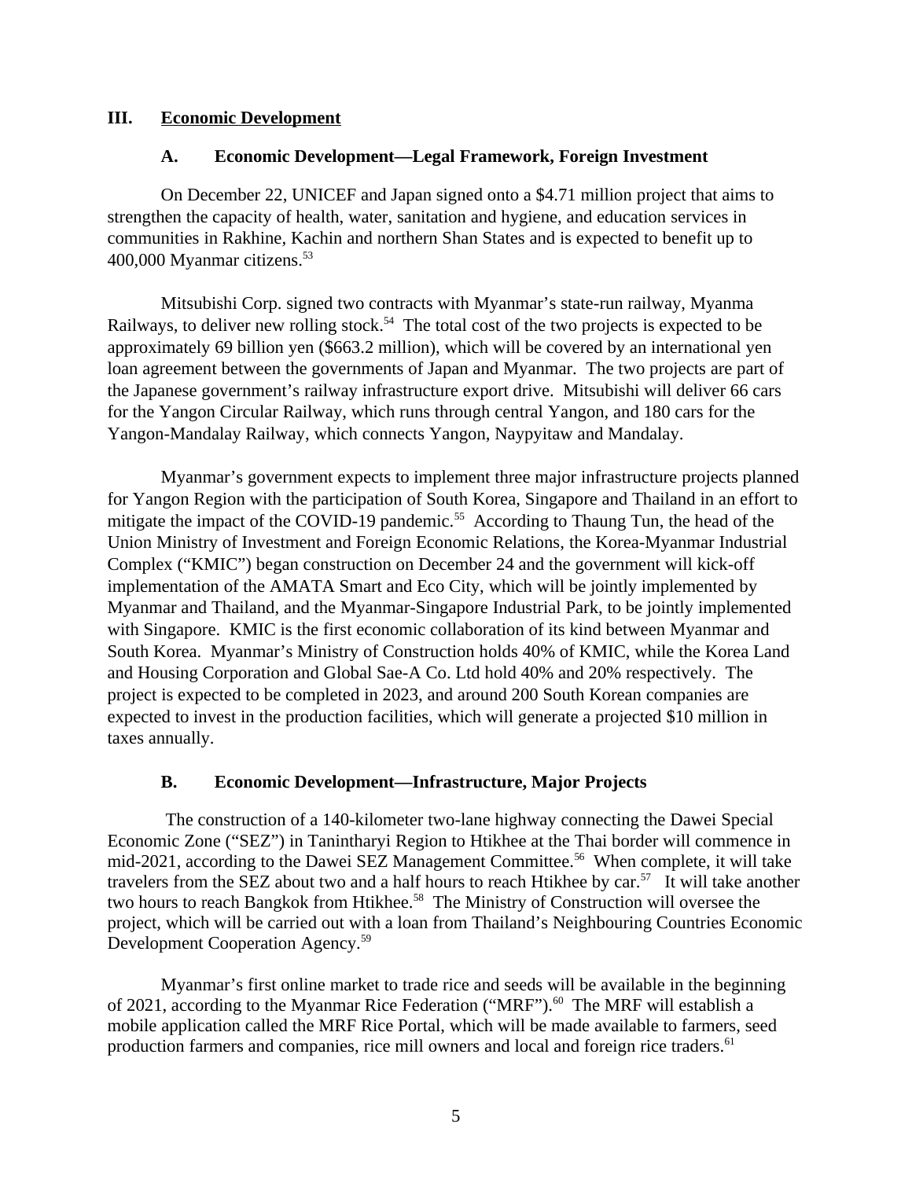## III. Economic Development

### A. Economic Development—Legal Framework, Foreign Investment

On December 22, UNICEF and Japan signed onto a $4.71 million project that aims to strengthen the capacity of health, water, sanitation and hygiene, and education services in communities in Rakhine, Kachin and northern Shan States and is expected to benefit up to 400,000 Myanmar citizens.[53]

Mitsubishi Corp. signed two contracts with Myanmar's state-run railway, Myanma Railways, to deliver new rolling stock.[54] The total cost of the two projects is expected to be approximately 69 billion yen ($663.2 million), which will be covered by an international yen loan agreement between the governments of Japan and Myanmar. The two projects are part of the Japanese government's railway infrastructure export drive. Mitsubishi will deliver 66 cars for the Yangon Circular Railway, which runs through central Yangon, and 180 cars for the Yangon-Mandalay Railway, which connects Yangon, Naypyitaw and Mandalay.

Myanmar's government expects to implement three major infrastructure projects planned for Yangon Region with the participation of South Korea, Singapore and Thailand in an effort to mitigate the impact of the COVID-19 pandemic.[55] According to Thaung Tun, the head of the Union Ministry of Investment and Foreign Economic Relations, the Korea-Myanmar Industrial Complex ("KMIC") began construction on December 24 and the government will kick-off implementation of the AMATA Smart and Eco City, which will be jointly implemented by Myanmar and Thailand, and the Myanmar-Singapore Industrial Park, to be jointly implemented with Singapore. KMIC is the first economic collaboration of its kind between Myanmar and South Korea. Myanmar's Ministry of Construction holds 40% of KMIC, while the Korea Land and Housing Corporation and Global Sae-A Co. Ltd hold 40% and 20% respectively. The project is expected to be completed in 2023, and around 200 South Korean companies are expected to invest in the production facilities, which will generate a projected $10 million in taxes annually.

### B. Economic Development—Infrastructure, Major Projects

The construction of a 140-kilometer two-lane highway connecting the Dawei Special Economic Zone ("SEZ") in Tanintharyi Region to Htikhee at the Thai border will commence in mid-2021, according to the Dawei SEZ Management Committee.[56] When complete, it will take travelers from the SEZ about two and a half hours to reach Htikhee by car.[57] It will take another two hours to reach Bangkok from Htikhee.[58] The Ministry of Construction will oversee the project, which will be carried out with a loan from Thailand's Neighbouring Countries Economic Development Cooperation Agency.[59]

Myanmar's first online market to trade rice and seeds will be available in the beginning of 2021, according to the Myanmar Rice Federation ("MRF").[60] The MRF will establish a mobile application called the MRF Rice Portal, which will be made available to farmers, seed production farmers and companies, rice mill owners and local and foreign rice traders.[61]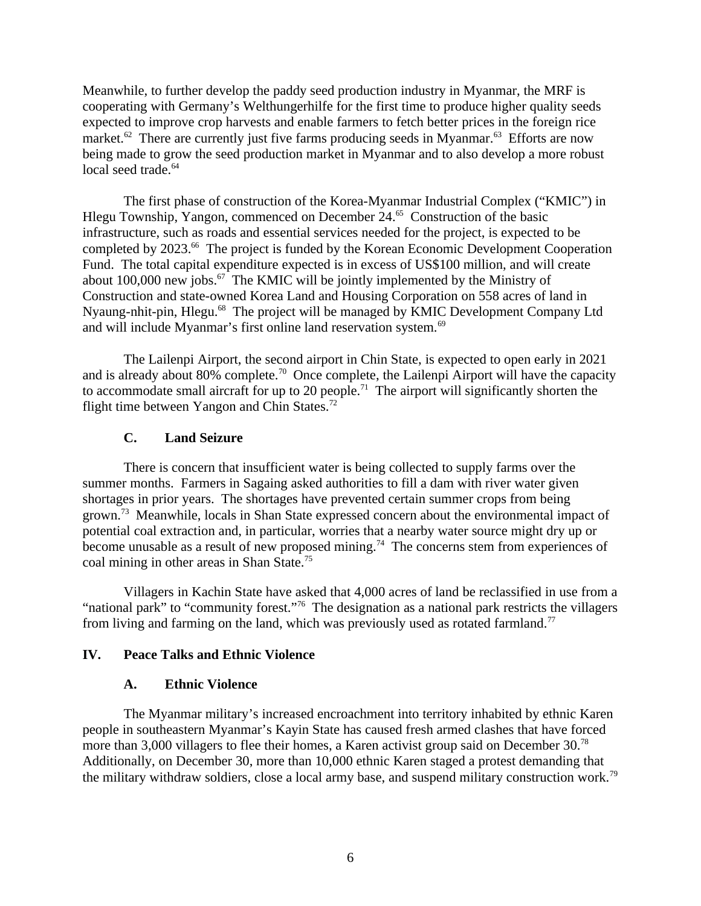Meanwhile, to further develop the paddy seed production industry in Myanmar, the MRF is cooperating with Germany's Welthungerhilfe for the first time to produce higher quality seeds expected to improve crop harvests and enable farmers to fetch better prices in the foreign rice market.[62] There are currently just five farms producing seeds in Myanmar.[63] Efforts are now being made to grow the seed production market in Myanmar and to also develop a more robust local seed trade.[64]

The first phase of construction of the Korea-Myanmar Industrial Complex ("KMIC") in Hlegu Township, Yangon, commenced on December 24.[65] Construction of the basic infrastructure, such as roads and essential services needed for the project, is expected to be completed by 2023.[66] The project is funded by the Korean Economic Development Cooperation Fund. The total capital expenditure expected is in excess of US$100 million, and will create about 100,000 new jobs.[67] The KMIC will be jointly implemented by the Ministry of Construction and state-owned Korea Land and Housing Corporation on 558 acres of land in Nyaung-nhit-pin, Hlegu.[68] The project will be managed by KMIC Development Company Ltd and will include Myanmar's first online land reservation system.[69]

The Lailenpi Airport, the second airport in Chin State, is expected to open early in 2021 and is already about 80% complete.[70] Once complete, the Lailenpi Airport will have the capacity to accommodate small aircraft for up to 20 people.[71] The airport will significantly shorten the flight time between Yangon and Chin States.[72]

### C. Land Seizure

There is concern that insufficient water is being collected to supply farms over the summer months. Farmers in Sagaing asked authorities to fill a dam with river water given shortages in prior years. The shortages have prevented certain summer crops from being grown.[73] Meanwhile, locals in Shan State expressed concern about the environmental impact of potential coal extraction and, in particular, worries that a nearby water source might dry up or become unusable as a result of new proposed mining.[74] The concerns stem from experiences of coal mining in other areas in Shan State.[75]

Villagers in Kachin State have asked that 4,000 acres of land be reclassified in use from a "national park" to "community forest."[76] The designation as a national park restricts the villagers from living and farming on the land, which was previously used as rotated farmland.[77]

## IV. Peace Talks and Ethnic Violence

### A. Ethnic Violence

The Myanmar military's increased encroachment into territory inhabited by ethnic Karen people in southeastern Myanmar's Kayin State has caused fresh armed clashes that have forced more than 3,000 villagers to flee their homes, a Karen activist group said on December 30.[78] Additionally, on December 30, more than 10,000 ethnic Karen staged a protest demanding that the military withdraw soldiers, close a local army base, and suspend military construction work.[79]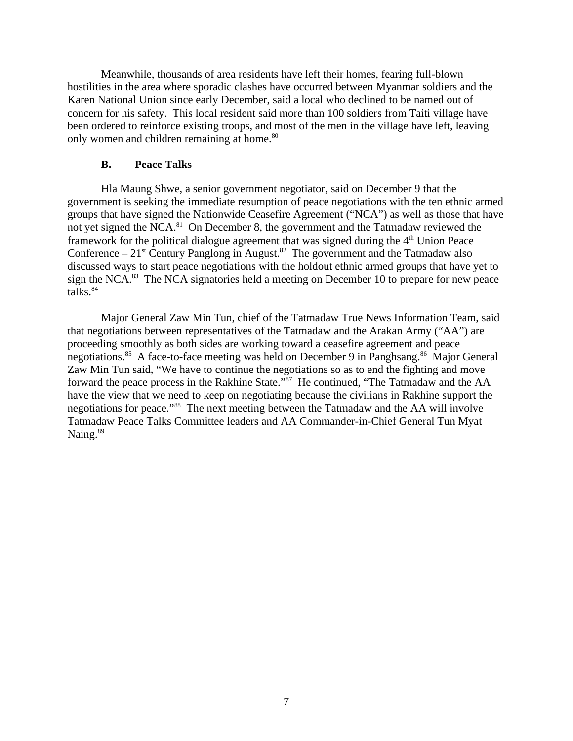Meanwhile, thousands of area residents have left their homes, fearing full-blown hostilities in the area where sporadic clashes have occurred between Myanmar soldiers and the Karen National Union since early December, said a local who declined to be named out of concern for his safety. This local resident said more than 100 soldiers from Taiti village have been ordered to reinforce existing troops, and most of the men in the village have left, leaving only women and children remaining at home.[80]

### B. Peace Talks

Hla Maung Shwe, a senior government negotiator, said on December 9 that the government is seeking the immediate resumption of peace negotiations with the ten ethnic armed groups that have signed the Nationwide Ceasefire Agreement ("NCA") as well as those that have not yet signed the NCA.[81] On December 8, the government and the Tatmadaw reviewed the framework for the political dialogue agreement that was signed during the 4th Union Peace Conference – 21st Century Panglong in August.[82] The government and the Tatmadaw also discussed ways to start peace negotiations with the holdout ethnic armed groups that have yet to sign the NCA.[83] The NCA signatories held a meeting on December 10 to prepare for new peace talks.[84]

Major General Zaw Min Tun, chief of the Tatmadaw True News Information Team, said that negotiations between representatives of the Tatmadaw and the Arakan Army ("AA") are proceeding smoothly as both sides are working toward a ceasefire agreement and peace negotiations.[85] A face-to-face meeting was held on December 9 in Panghsang.[86] Major General Zaw Min Tun said, "We have to continue the negotiations so as to end the fighting and move forward the peace process in the Rakhine State."[87] He continued, "The Tatmadaw and the AA have the view that we need to keep on negotiating because the civilians in Rakhine support the negotiations for peace."[88] The next meeting between the Tatmadaw and the AA will involve Tatmadaw Peace Talks Committee leaders and AA Commander-in-Chief General Tun Myat Naing.[89]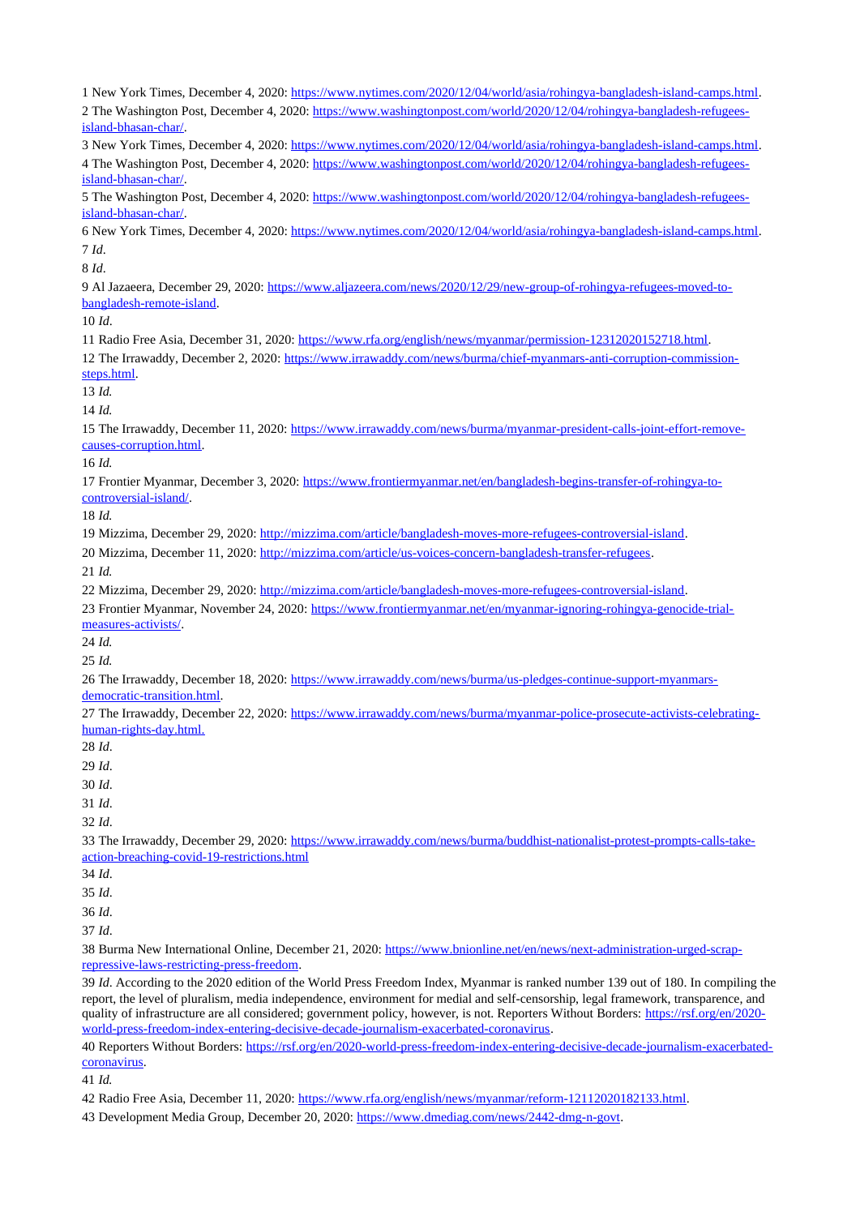1 New York Times, December 4, 2020: https://www.nytimes.com/2020/12/04/world/asia/rohingya-bangladesh-island-camps.html.

2 The Washington Post, December 4, 2020: https://www.washingtonpost.com/world/2020/12/04/rohingya-bangladesh-refugees-island-bhasan-char/.

3 New York Times, December 4, 2020: https://www.nytimes.com/2020/12/04/world/asia/rohingya-bangladesh-island-camps.html.

4 The Washington Post, December 4, 2020: https://www.washingtonpost.com/world/2020/12/04/rohingya-bangladesh-refugees-island-bhasan-char/.

5 The Washington Post, December 4, 2020: https://www.washingtonpost.com/world/2020/12/04/rohingya-bangladesh-refugees-island-bhasan-char/.

6 New York Times, December 4, 2020: https://www.nytimes.com/2020/12/04/world/asia/rohingya-bangladesh-island-camps.html.

7 *Id*.

8 *Id*.

9 Al Jazaeera, December 29, 2020: https://www.aljazeera.com/news/2020/12/29/new-group-of-rohingya-refugees-moved-to-bangladesh-remote-island.

10 *Id*.

11 Radio Free Asia, December 31, 2020: https://www.rfa.org/english/news/myanmar/permission-12312020152718.html.

12 The Irrawaddy, December 2, 2020: https://www.irrawaddy.com/news/burma/chief-myanmars-anti-corruption-commission-steps.html.

13 *Id.*

14 *Id.*

15 The Irrawaddy, December 11, 2020: https://www.irrawaddy.com/news/burma/myanmar-president-calls-joint-effort-remove-causes-corruption.html.

16 *Id.*

17 Frontier Myanmar, December 3, 2020: https://www.frontiermyanmar.net/en/bangladesh-begins-transfer-of-rohingya-to-controversial-island/.

18 *Id.*

19 Mizzima, December 29, 2020: http://mizzima.com/article/bangladesh-moves-more-refugees-controversial-island.

20 Mizzima, December 11, 2020: http://mizzima.com/article/us-voices-concern-bangladesh-transfer-refugees.

21 *Id.*

22 Mizzima, December 29, 2020: http://mizzima.com/article/bangladesh-moves-more-refugees-controversial-island.

23 Frontier Myanmar, November 24, 2020: https://www.frontiermyanmar.net/en/myanmar-ignoring-rohingya-genocide-trial-measures-activists/.

24 *Id.*

25 *Id.*

26 The Irrawaddy, December 18, 2020: https://www.irrawaddy.com/news/burma/us-pledges-continue-support-myanmars-democratic-transition.html.

27 The Irrawaddy, December 22, 2020: https://www.irrawaddy.com/news/burma/myanmar-police-prosecute-activists-celebrating-human-rights-day.html.

28 *Id*.

29 *Id*.

30 *Id*.

31 *Id*.

32 *Id*.

33 The Irrawaddy, December 29, 2020: https://www.irrawaddy.com/news/burma/buddhist-nationalist-protest-prompts-calls-take-action-breaching-covid-19-restrictions.html

34 *Id*.

35 *Id*.

36 *Id*.

37 *Id*.

38 Burma New International Online, December 21, 2020: https://www.bnionline.net/en/news/next-administration-urged-scrap-repressive-laws-restricting-press-freedom.

39 *Id*. According to the 2020 edition of the World Press Freedom Index, Myanmar is ranked number 139 out of 180. In compiling the report, the level of pluralism, media independence, environment for medial and self-censorship, legal framework, transparence, and quality of infrastructure are all considered; government policy, however, is not. Reporters Without Borders: https://rsf.org/en/2020-world-press-freedom-index-entering-decisive-decade-journalism-exacerbated-coronavirus.

40 Reporters Without Borders: https://rsf.org/en/2020-world-press-freedom-index-entering-decisive-decade-journalism-exacerbated-coronavirus.

41 *Id.*

42 Radio Free Asia, December 11, 2020: https://www.rfa.org/english/news/myanmar/reform-12112020182133.html.

43 Development Media Group, December 20, 2020: https://www.dmediag.com/news/2442-dmg-n-govt.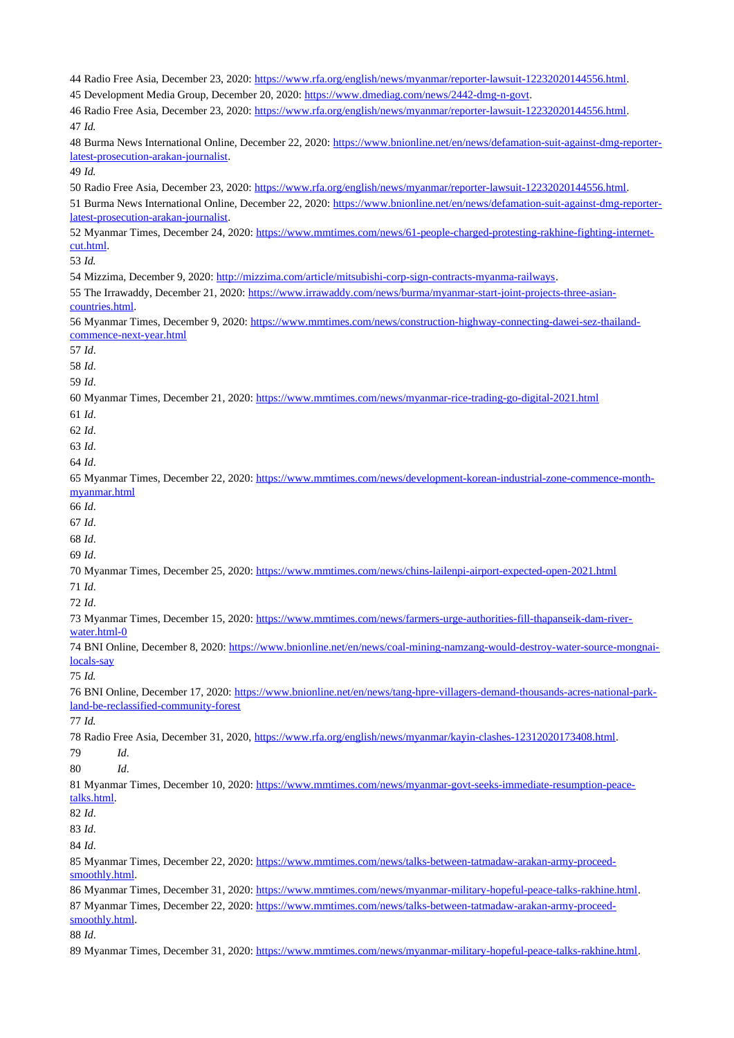44 Radio Free Asia, December 23, 2020: https://www.rfa.org/english/news/myanmar/reporter-lawsuit-12232020144556.html.

45 Development Media Group, December 20, 2020: https://www.dmediag.com/news/2442-dmg-n-govt.

46 Radio Free Asia, December 23, 2020: https://www.rfa.org/english/news/myanmar/reporter-lawsuit-12232020144556.html.

47 *Id.*

48 Burma News International Online, December 22, 2020: https://www.bnionline.net/en/news/defamation-suit-against-dmg-reporter-latest-prosecution-arakan-journalist.

49 *Id.*

50 Radio Free Asia, December 23, 2020: https://www.rfa.org/english/news/myanmar/reporter-lawsuit-12232020144556.html.

51 Burma News International Online, December 22, 2020: https://www.bnionline.net/en/news/defamation-suit-against-dmg-reporter-latest-prosecution-arakan-journalist.

52 Myanmar Times, December 24, 2020: https://www.mmtimes.com/news/61-people-charged-protesting-rakhine-fighting-internet-cut.html.

53 *Id.*

54 Mizzima, December 9, 2020: http://mizzima.com/article/mitsubishi-corp-sign-contracts-myanma-railways.

55 The Irrawaddy, December 21, 2020: https://www.irrawaddy.com/news/burma/myanmar-start-joint-projects-three-asian-countries.html.

56 Myanmar Times, December 9, 2020: https://www.mmtimes.com/news/construction-highway-connecting-dawei-sez-thailand-commence-next-year.html

57 *Id*.

58 *Id*.

59 *Id*.

60 Myanmar Times, December 21, 2020: https://www.mmtimes.com/news/myanmar-rice-trading-go-digital-2021.html

61 *Id*.

62 *Id*.

63 *Id*.

64 *Id*.

65 Myanmar Times, December 22, 2020: https://www.mmtimes.com/news/development-korean-industrial-zone-commence-month-myanmar.html

66 *Id*.

67 *Id*.

68 *Id*.

69 *Id*.

70 Myanmar Times, December 25, 2020: https://www.mmtimes.com/news/chins-lailenpi-airport-expected-open-2021.html

71 *Id.*

72 *Id*.

73 Myanmar Times, December 15, 2020: https://www.mmtimes.com/news/farmers-urge-authorities-fill-thapanseik-dam-river-water.html-0

74 BNI Online, December 8, 2020: https://www.bnionline.net/en/news/coal-mining-namzang-would-destroy-water-source-mongnai-locals-say

75 *Id.*

76 BNI Online, December 17, 2020: https://www.bnionline.net/en/news/tang-hpre-villagers-demand-thousands-acres-national-park-land-be-reclassified-community-forest

77 *Id.*

78 Radio Free Asia, December 31, 2020, https://www.rfa.org/english/news/myanmar/kayin-clashes-12312020173408.html.

79 *Id*.

80 *Id*.

81 Myanmar Times, December 10, 2020: https://www.mmtimes.com/news/myanmar-govt-seeks-immediate-resumption-peace-talks.html.

82 *Id*.

83 *Id*.

84 *Id*.

85 Myanmar Times, December 22, 2020: https://www.mmtimes.com/news/talks-between-tatmadaw-arakan-army-proceed-smoothly.html.

86 Myanmar Times, December 31, 2020: https://www.mmtimes.com/news/myanmar-military-hopeful-peace-talks-rakhine.html.

87 Myanmar Times, December 22, 2020: https://www.mmtimes.com/news/talks-between-tatmadaw-arakan-army-proceed-smoothly.html.

88 *Id*.

89 Myanmar Times, December 31, 2020: https://www.mmtimes.com/news/myanmar-military-hopeful-peace-talks-rakhine.html.